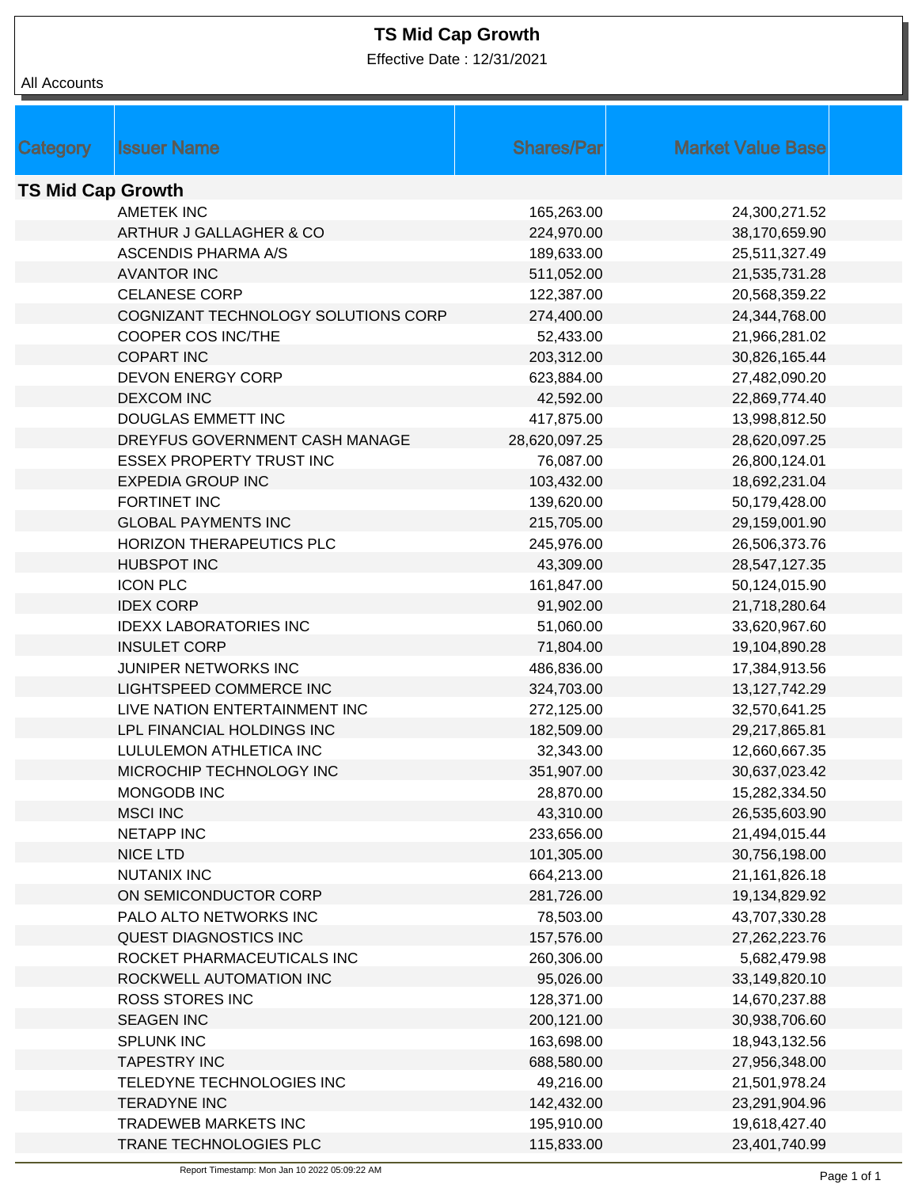# TS Mid Cap Growth

Effective Date : 12/31/2021

All Accounts

| Category | Issuer Name | Shares/Par | Market Value Base |
|---|---|---|---|
| **TS Mid Cap Growth** | | | |
| | AMETEK INC | 165,263.00 | 24,300,271.52 |
| | ARTHUR J GALLAGHER & CO | 224,970.00 | 38,170,659.90 |
| | ASCENDIS PHARMA A/S | 189,633.00 | 25,511,327.49 |
| | AVANTOR INC | 511,052.00 | 21,535,731.28 |
| | CELANESE CORP | 122,387.00 | 20,568,359.22 |
| | COGNIZANT TECHNOLOGY SOLUTIONS CORP | 274,400.00 | 24,344,768.00 |
| | COOPER COS INC/THE | 52,433.00 | 21,966,281.02 |
| | COPART INC | 203,312.00 | 30,826,165.44 |
| | DEVON ENERGY CORP | 623,884.00 | 27,482,090.20 |
| | DEXCOM INC | 42,592.00 | 22,869,774.40 |
| | DOUGLAS EMMETT INC | 417,875.00 | 13,998,812.50 |
| | DREYFUS GOVERNMENT CASH MANAGE | 28,620,097.25 | 28,620,097.25 |
| | ESSEX PROPERTY TRUST INC | 76,087.00 | 26,800,124.01 |
| | EXPEDIA GROUP INC | 103,432.00 | 18,692,231.04 |
| | FORTINET INC | 139,620.00 | 50,179,428.00 |
| | GLOBAL PAYMENTS INC | 215,705.00 | 29,159,001.90 |
| | HORIZON THERAPEUTICS PLC | 245,976.00 | 26,506,373.76 |
| | HUBSPOT INC | 43,309.00 | 28,547,127.35 |
| | ICON PLC | 161,847.00 | 50,124,015.90 |
| | IDEX CORP | 91,902.00 | 21,718,280.64 |
| | IDEXX LABORATORIES INC | 51,060.00 | 33,620,967.60 |
| | INSULET CORP | 71,804.00 | 19,104,890.28 |
| | JUNIPER NETWORKS INC | 486,836.00 | 17,384,913.56 |
| | LIGHTSPEED COMMERCE INC | 324,703.00 | 13,127,742.29 |
| | LIVE NATION ENTERTAINMENT INC | 272,125.00 | 32,570,641.25 |
| | LPL FINANCIAL HOLDINGS INC | 182,509.00 | 29,217,865.81 |
| | LULULEMON ATHLETICA INC | 32,343.00 | 12,660,667.35 |
| | MICROCHIP TECHNOLOGY INC | 351,907.00 | 30,637,023.42 |
| | MONGODB INC | 28,870.00 | 15,282,334.50 |
| | MSCI INC | 43,310.00 | 26,535,603.90 |
| | NETAPP INC | 233,656.00 | 21,494,015.44 |
| | NICE LTD | 101,305.00 | 30,756,198.00 |
| | NUTANIX INC | 664,213.00 | 21,161,826.18 |
| | ON SEMICONDUCTOR CORP | 281,726.00 | 19,134,829.92 |
| | PALO ALTO NETWORKS INC | 78,503.00 | 43,707,330.28 |
| | QUEST DIAGNOSTICS INC | 157,576.00 | 27,262,223.76 |
| | ROCKET PHARMACEUTICALS INC | 260,306.00 | 5,682,479.98 |
| | ROCKWELL AUTOMATION INC | 95,026.00 | 33,149,820.10 |
| | ROSS STORES INC | 128,371.00 | 14,670,237.88 |
| | SEAGEN INC | 200,121.00 | 30,938,706.60 |
| | SPLUNK INC | 163,698.00 | 18,943,132.56 |
| | TAPESTRY INC | 688,580.00 | 27,956,348.00 |
| | TELEDYNE TECHNOLOGIES INC | 49,216.00 | 21,501,978.24 |
| | TERADYNE INC | 142,432.00 | 23,291,904.96 |
| | TRADEWEB MARKETS INC | 195,910.00 | 19,618,427.40 |
| | TRANE TECHNOLOGIES PLC | 115,833.00 | 23,401,740.99 |

Report Timestamp: Mon Jan 10 2022 05:09:22 AM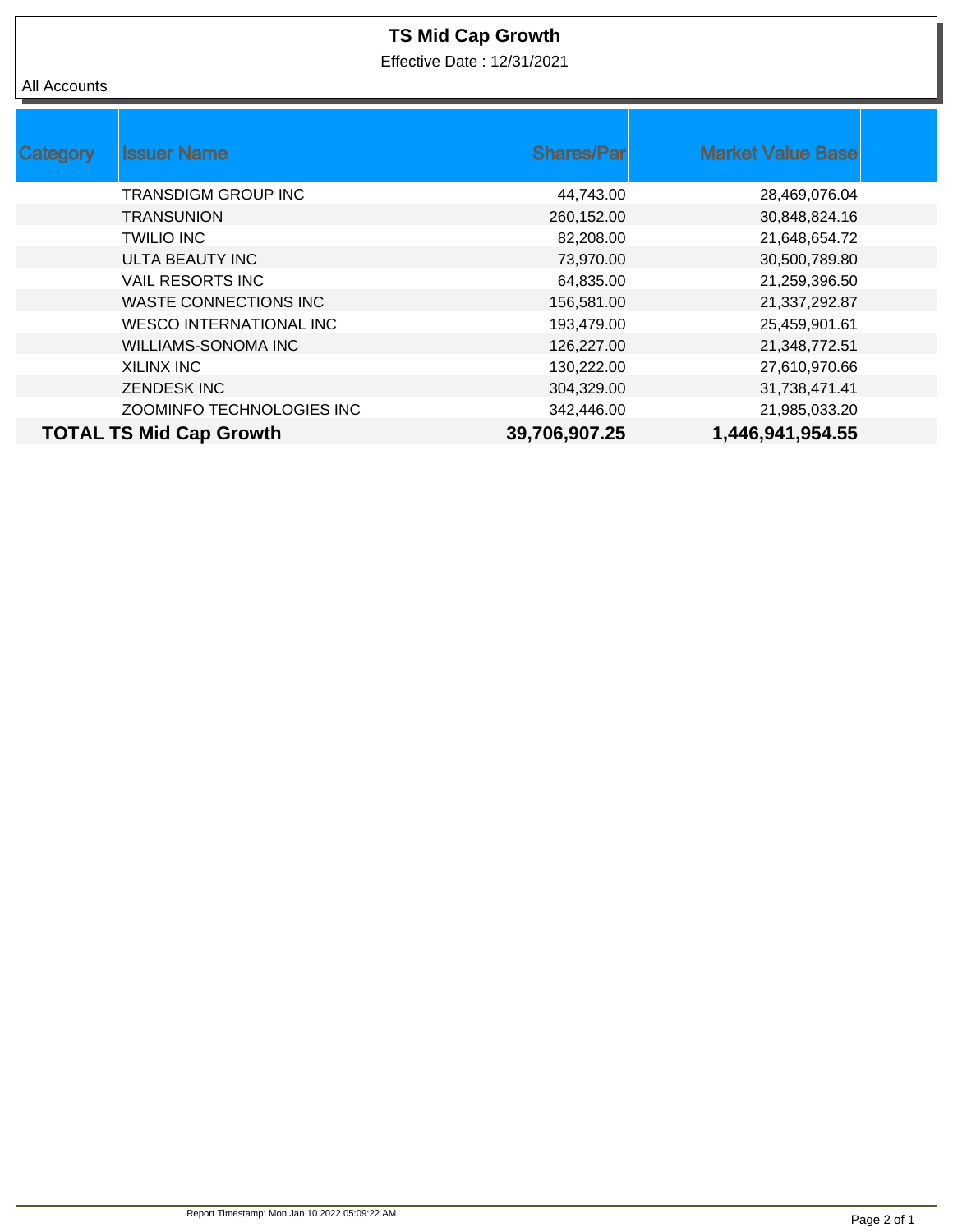# TS Mid Cap Growth

Effective Date : 12/31/2021

All Accounts

| Category | Issuer Name | Shares/Par | Market Value Base |
|---|---|---|---|
| | TRANSDIGM GROUP INC | 44,743.00 | 28,469,076.04 |
| | TRANSUNION | 260,152.00 | 30,848,824.16 |
| | TWILIO INC | 82,208.00 | 21,648,654.72 |
| | ULTA BEAUTY INC | 73,970.00 | 30,500,789.80 |
| | VAIL RESORTS INC | 64,835.00 | 21,259,396.50 |
| | WASTE CONNECTIONS INC | 156,581.00 | 21,337,292.87 |
| | WESCO INTERNATIONAL INC | 193,479.00 | 25,459,901.61 |
| | WILLIAMS-SONOMA INC | 126,227.00 | 21,348,772.51 |
| | XILINX INC | 130,222.00 | 27,610,970.66 |
| | ZENDESK INC | 304,329.00 | 31,738,471.41 |
| | ZOOMINFO TECHNOLOGIES INC | 342,446.00 | 21,985,033.20 |
| **TOTAL TS Mid Cap Growth** | | **39,706,907.25** | **1,446,941,954.55** |

Report Timestamp: Mon Jan 10 2022 05:09:22 AM